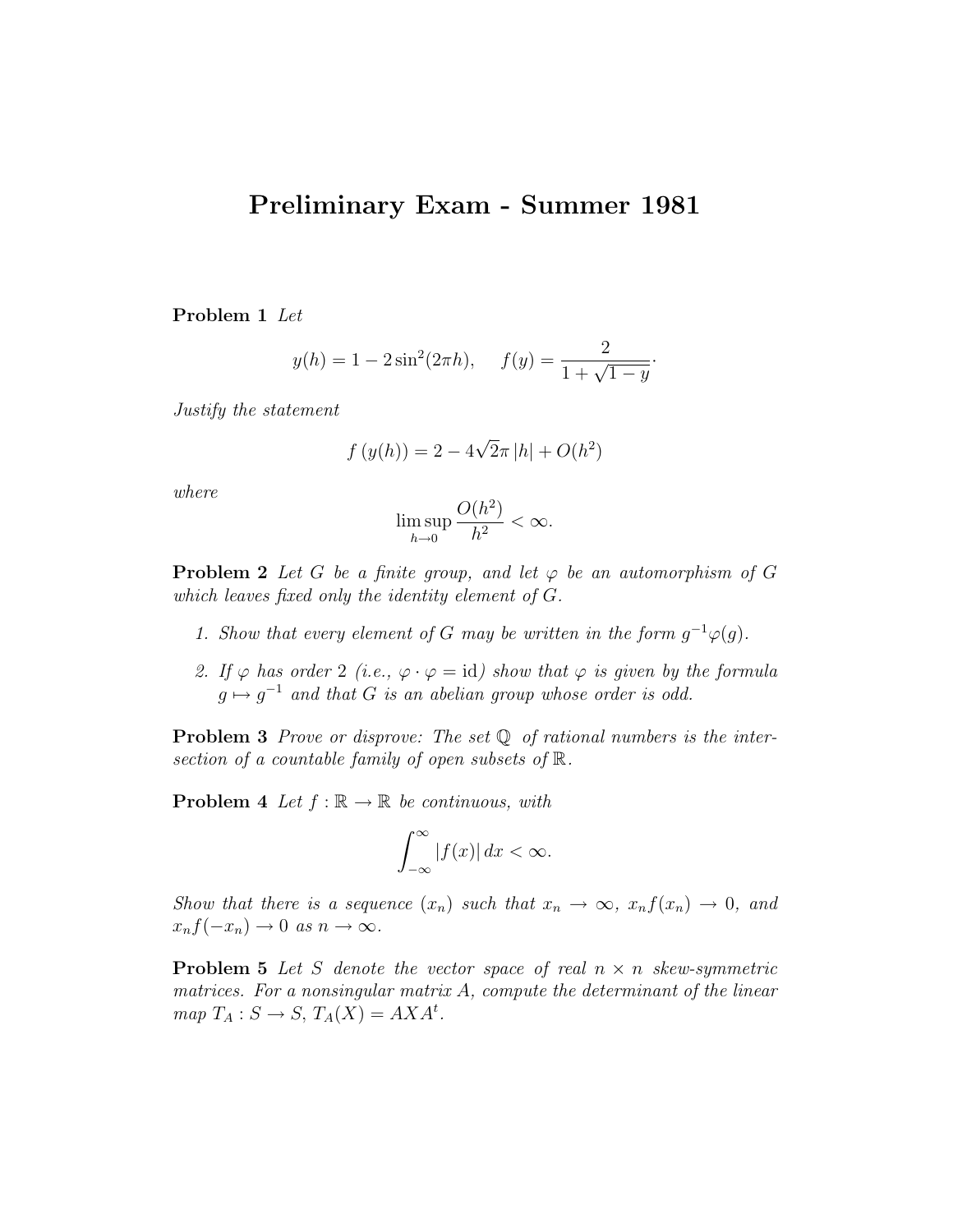# Preliminary Exam - Summer 1981

**Problem 1** *Let*

$$y(h) = 1 - 2\sin^2(2\pi h), \qquad f(y) = \frac{2}{1 + \sqrt{1-y}}.$$

*Justify the statement*

$$f\left(y(h)\right) = 2 - 4\sqrt{2}\pi\,|h| + O(h^2)$$

*where*

$$\limsup_{h \to 0} \frac{O(h^2)}{h^2} < \infty.$$

**Problem 2** *Let $G$ be a finite group, and let $\varphi$ be an automorphism of $G$ which leaves fixed only the identity element of $G$.*

1. *Show that every element of $G$ may be written in the form $g^{-1}\varphi(g)$.*
2. *If $\varphi$ has order 2 (i.e., $\varphi \cdot \varphi = \mathrm{id}$) show that $\varphi$ is given by the formula $g \mapsto g^{-1}$ and that $G$ is an abelian group whose order is odd.*

**Problem 3** *Prove or disprove: The set $\mathbb{Q}$ of rational numbers is the intersection of a countable family of open subsets of $\mathbb{R}$.*

**Problem 4** *Let $f : \mathbb{R} \to \mathbb{R}$ be continuous, with*

$$\int_{-\infty}^{\infty} |f(x)|\, dx < \infty.$$

*Show that there is a sequence $(x_n)$ such that $x_n \to \infty$, $x_n f(x_n) \to 0$, and $x_n f(-x_n) \to 0$ as $n \to \infty$.*

**Problem 5** *Let $S$ denote the vector space of real $n \times n$ skew-symmetric matrices. For a nonsingular matrix $A$, compute the determinant of the linear map $T_A : S \to S$, $T_A(X) = AXA^t$.*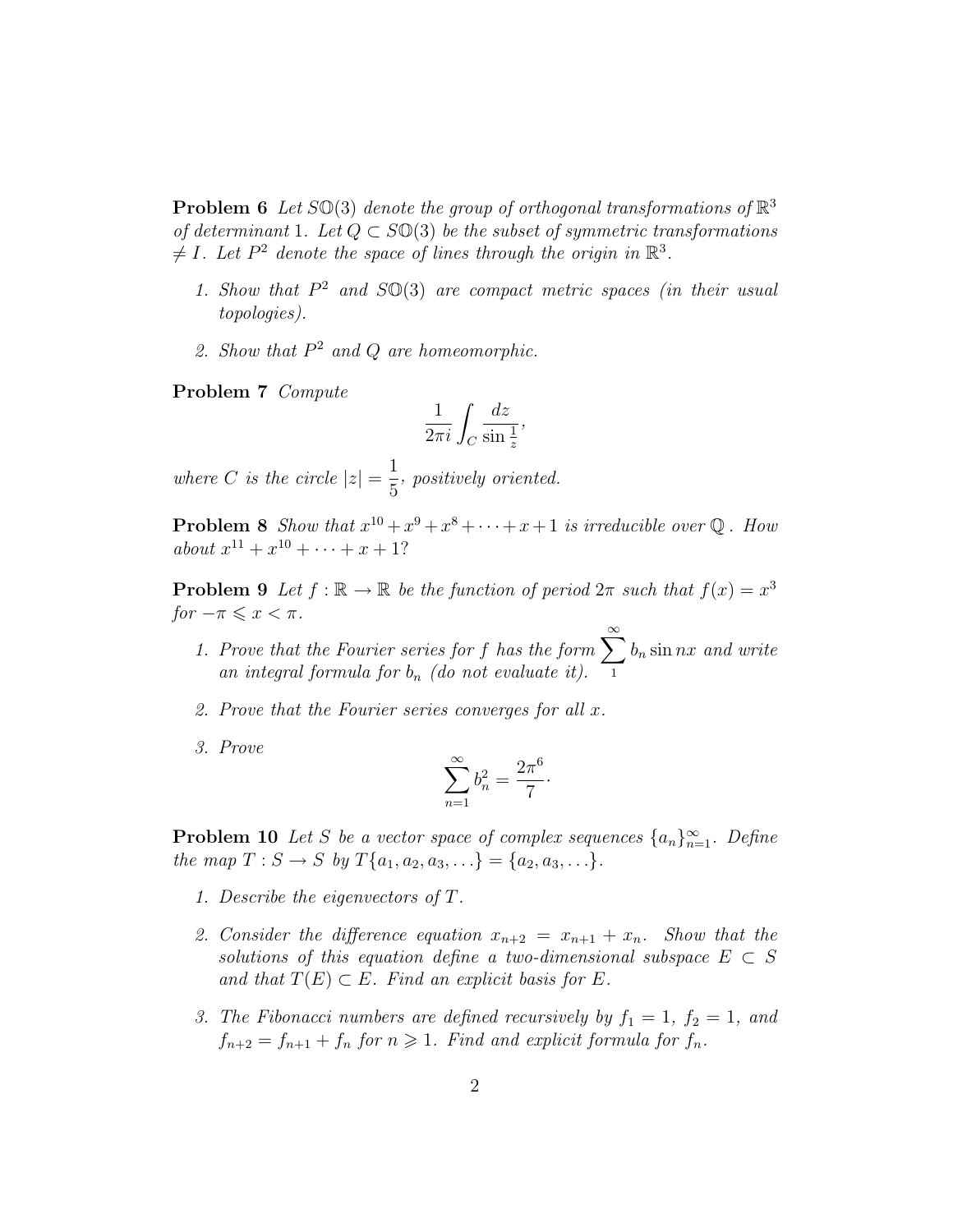**Problem 6** *Let $S\mathbb{O}(3)$ denote the group of orthogonal transformations of $\mathbb{R}^3$ of determinant 1. Let $Q \subset S\mathbb{O}(3)$ be the subset of symmetric transformations $\neq I$. Let $P^2$ denote the space of lines through the origin in $\mathbb{R}^3$.*

1. *Show that $P^2$ and $S\mathbb{O}(3)$ are compact metric spaces (in their usual topologies).*

2. *Show that $P^2$ and $Q$ are homeomorphic.*

**Problem 7** *Compute*

$$\frac{1}{2\pi i}\int_C \frac{dz}{\sin \frac{1}{z}},$$

*where $C$ is the circle $|z| = \dfrac{1}{5}$, positively oriented.*

**Problem 8** *Show that $x^{10} + x^9 + x^8 + \cdots + x + 1$ is irreducible over $\mathbb{Q}$. How about $x^{11} + x^{10} + \cdots + x + 1$?*

**Problem 9** *Let $f : \mathbb{R} \to \mathbb{R}$ be the function of period $2\pi$ such that $f(x) = x^3$ for $-\pi \leqslant x < \pi$.*

1. *Prove that the Fourier series for $f$ has the form $\sum_1^\infty b_n \sin nx$ and write an integral formula for $b_n$ (do not evaluate it).*

2. *Prove that the Fourier series converges for all $x$.*

3. *Prove*

$$\sum_{n=1}^{\infty} b_n^2 = \frac{2\pi^6}{7}\cdot$$

**Problem 10** *Let $S$ be a vector space of complex sequences $\{a_n\}_{n=1}^{\infty}$. Define the map $T : S \to S$ by $T\{a_1, a_2, a_3, \ldots\} = \{a_2, a_3, \ldots\}$.*

1. *Describe the eigenvectors of $T$.*

2. *Consider the difference equation $x_{n+2} = x_{n+1} + x_n$. Show that the solutions of this equation define a two-dimensional subspace $E \subset S$ and that $T(E) \subset E$. Find an explicit basis for $E$.*

3. *The Fibonacci numbers are defined recursively by $f_1 = 1$, $f_2 = 1$, and $f_{n+2} = f_{n+1} + f_n$ for $n \geqslant 1$. Find and explicit formula for $f_n$.*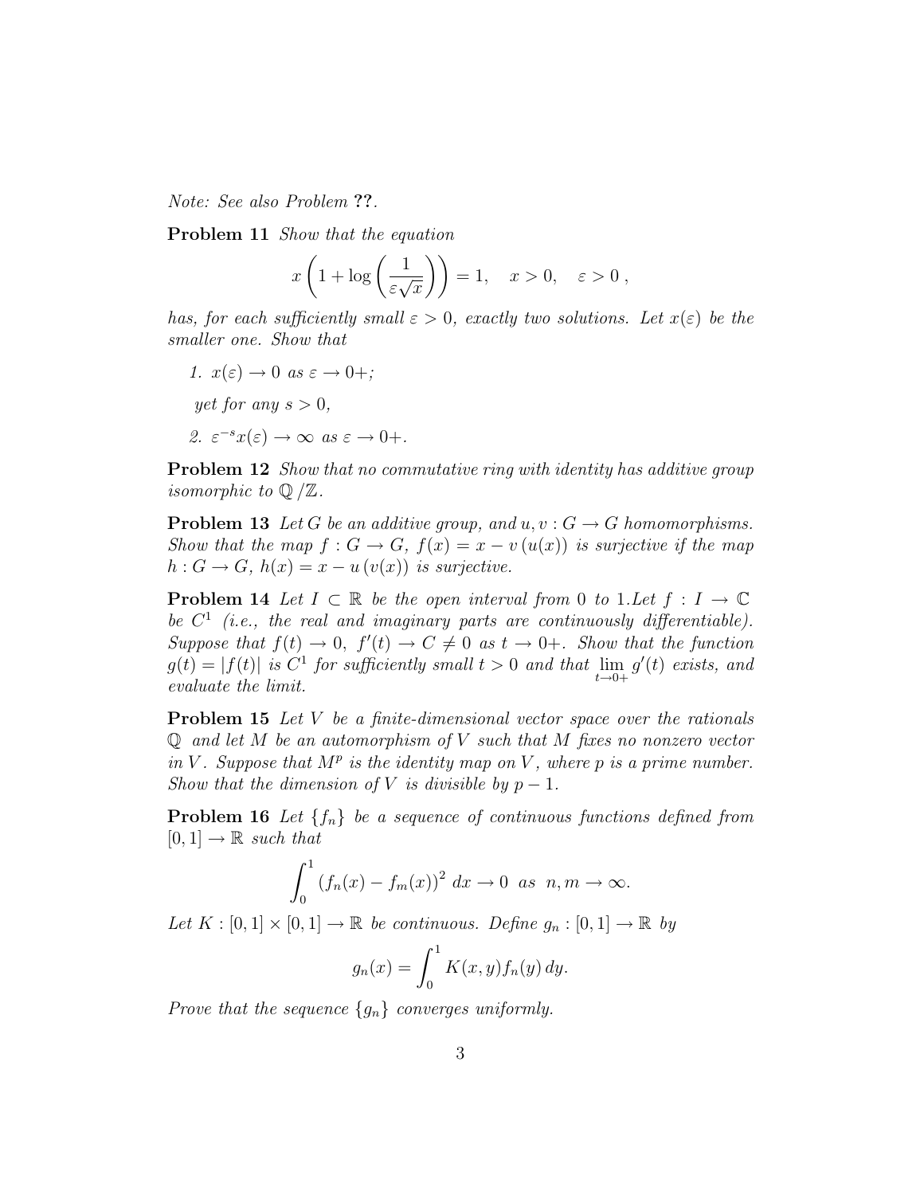*Note: See also Problem **??**.*

**Problem 11** *Show that the equation*

$$x\left(1+\log\left(\frac{1}{\varepsilon\sqrt{x}}\right)\right)=1, \quad x>0, \quad \varepsilon>0\,,$$

*has, for each sufficiently small $\varepsilon>0$, exactly two solutions. Let $x(\varepsilon)$ be the smaller one. Show that*

1. *$x(\varepsilon)\to 0$ as $\varepsilon\to 0+$;*

   *yet for any $s>0$,*

2. *$\varepsilon^{-s}x(\varepsilon)\to\infty$ as $\varepsilon\to 0+$.*

**Problem 12** *Show that no commutative ring with identity has additive group isomorphic to $\mathbb{Q}/\mathbb{Z}$.*

**Problem 13** *Let $G$ be an additive group, and $u,v:G\to G$ homomorphisms. Show that the map $f:G\to G$, $f(x)=x-v(u(x))$ is surjective if the map $h:G\to G$, $h(x)=x-u(v(x))$ is surjective.*

**Problem 14** *Let $I\subset\mathbb{R}$ be the open interval from 0 to 1.Let $f:I\to\mathbb{C}$ be $C^1$ (i.e., the real and imaginary parts are continuously differentiable). Suppose that $f(t)\to 0$, $f'(t)\to C\neq 0$ as $t\to 0+$. Show that the function $g(t)=|f(t)|$ is $C^1$ for sufficiently small $t>0$ and that $\lim\limits_{t\to 0+}g'(t)$ exists, and evaluate the limit.*

**Problem 15** *Let $V$ be a finite-dimensional vector space over the rationals $\mathbb{Q}$ and let $M$ be an automorphism of $V$ such that $M$ fixes no nonzero vector in $V$. Suppose that $M^p$ is the identity map on $V$, where $p$ is a prime number. Show that the dimension of $V$ is divisible by $p-1$.*

**Problem 16** *Let $\{f_n\}$ be a sequence of continuous functions defined from $[0,1]\to\mathbb{R}$ such that*

$$\int_0^1\left(f_n(x)-f_m(x)\right)^2\,dx\to 0 \ \text{ as } \ n,m\to\infty.$$

*Let $K:[0,1]\times[0,1]\to\mathbb{R}$ be continuous. Define $g_n:[0,1]\to\mathbb{R}$ by*

$$g_n(x)=\int_0^1 K(x,y)f_n(y)\,dy.$$

*Prove that the sequence $\{g_n\}$ converges uniformly.*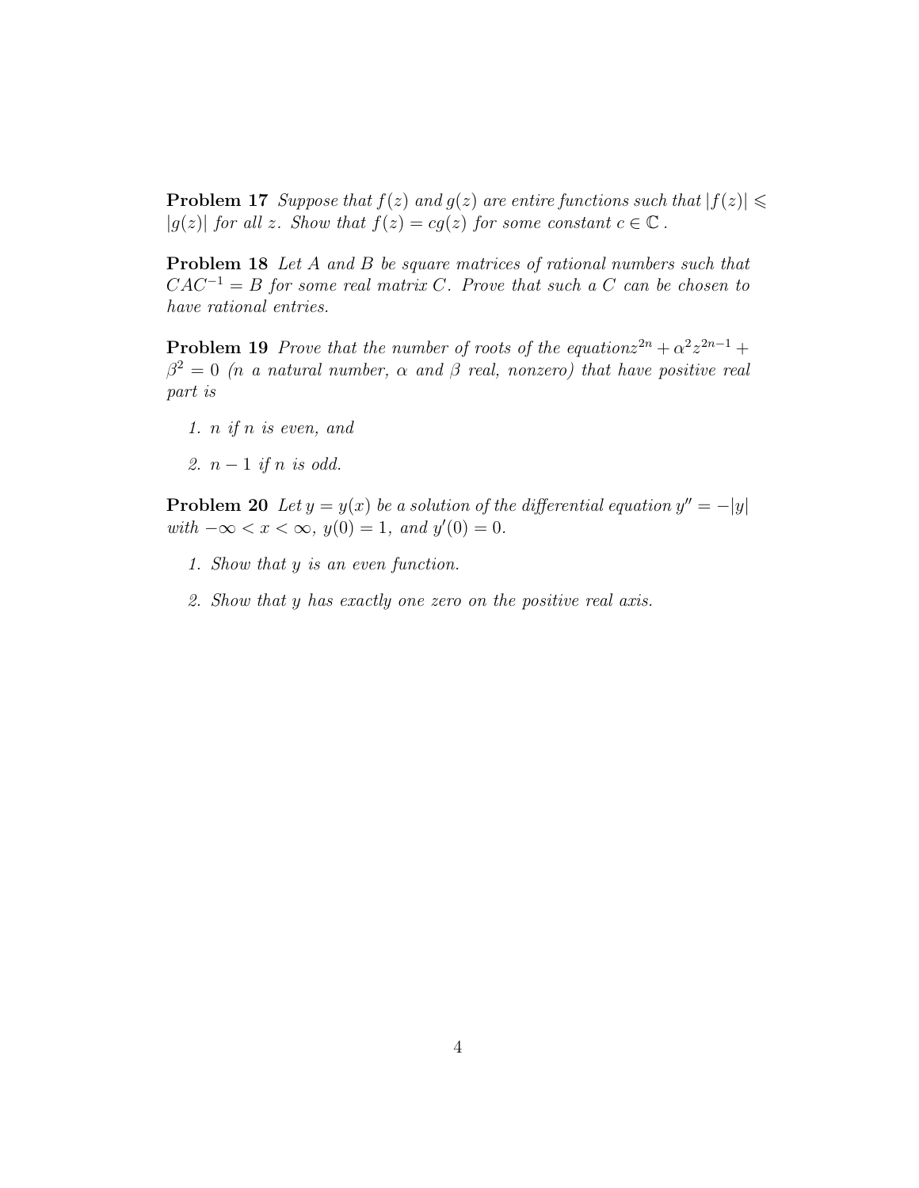**Problem 17** *Suppose that $f(z)$ and $g(z)$ are entire functions such that $|f(z)| \leqslant |g(z)|$ for all $z$. Show that $f(z) = cg(z)$ for some constant $c \in \mathbb{C}$ .*

**Problem 18** *Let $A$ and $B$ be square matrices of rational numbers such that $CAC^{-1} = B$ for some real matrix $C$. Prove that such a $C$ can be chosen to have rational entries.*

**Problem 19** *Prove that the number of roots of the equation$z^{2n} + \alpha^2 z^{2n-1} + \beta^2 = 0$ (n a natural number, $\alpha$ and $\beta$ real, nonzero) that have positive real part is*

1. *$n$ if $n$ is even, and*
2. *$n - 1$ if $n$ is odd.*

**Problem 20** *Let $y = y(x)$ be a solution of the differential equation $y'' = -|y|$ with $-\infty < x < \infty$, $y(0) = 1$, and $y'(0) = 0$.*

1. *Show that $y$ is an even function.*
2. *Show that $y$ has exactly one zero on the positive real axis.*